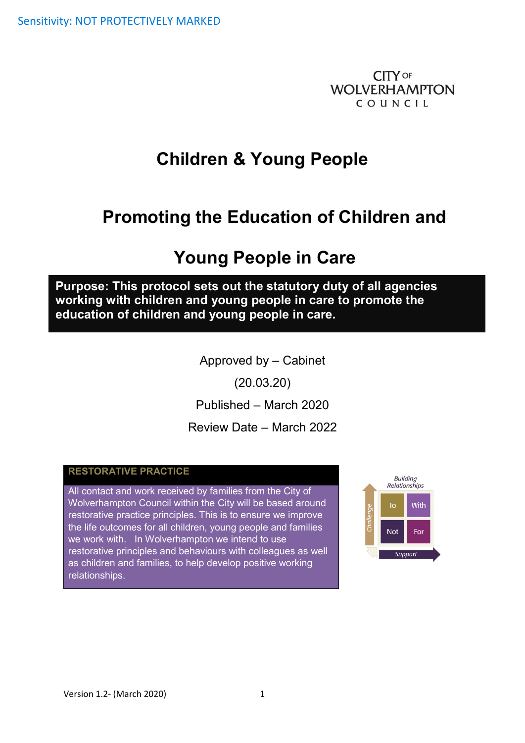Sensitivity: NOT PROTECTIVELY MARKED

CITY OF WOLVERHAMPTON COUNCIL

# Children & Young People

# Promoting the Education of Children and Young People in Care

**Purpose: This protocol sets out the statutory duty of all agencies working with children and young people in care to promote the education of children and young people in care.**

Approved by – Cabinet

(20.03.20)

Published – March 2020

Review Date – March 2022

**RESTORATIVE PRACTICE**

All contact and work received by families from the City of Wolverhampton Council within the City will be based around restorative practice principles. This is to ensure we improve the life outcomes for all children, young people and families we work with. In Wolverhampton we intend to use restorative principles and behaviours with colleagues as well as children and families, to help develop positive working relationships.

Building Relationships

| | |
|---|---|
| To | With |
| Not | For |

Challenge / Support

Version 1.2- (March 2020)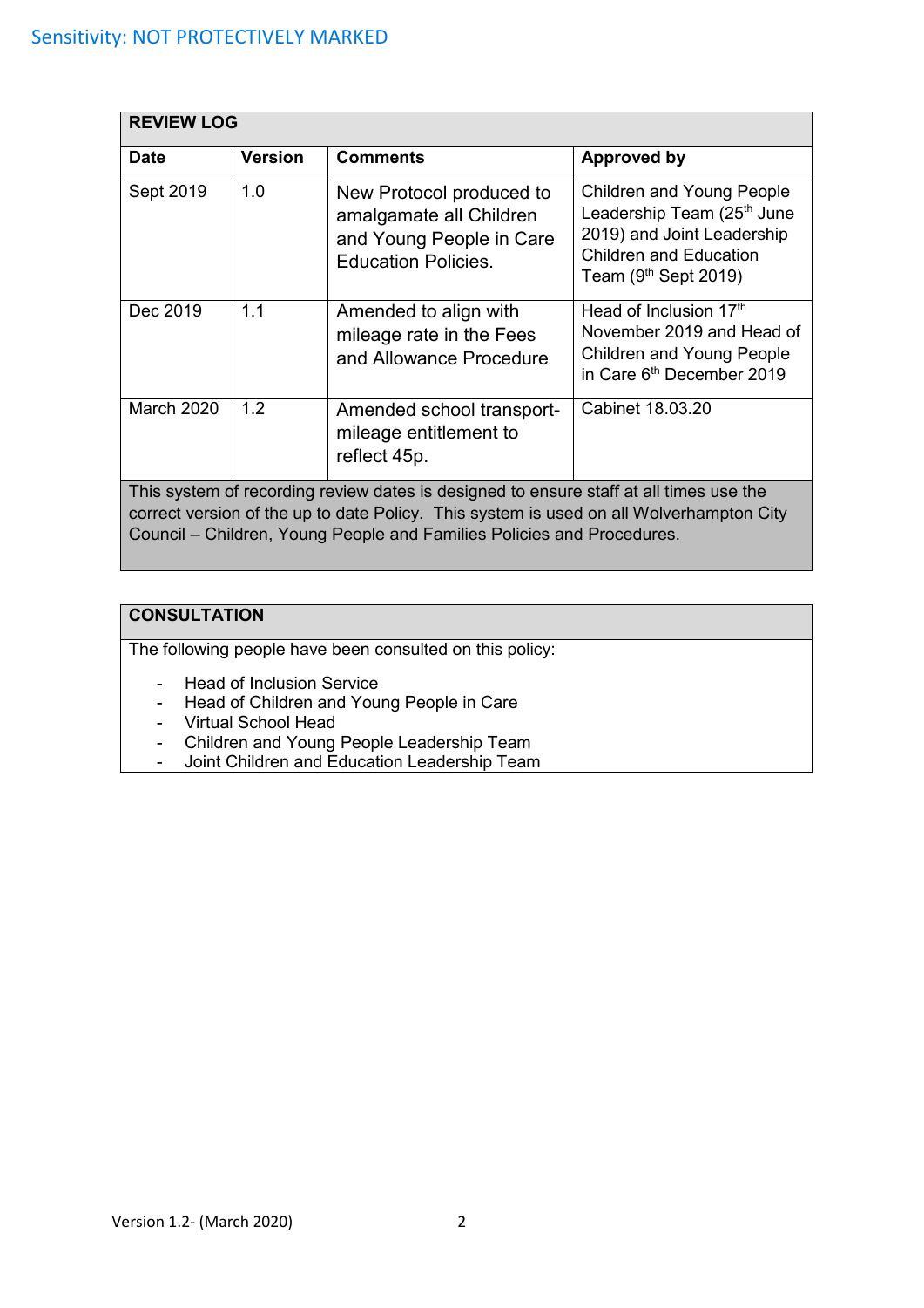| REVIEW LOG | | | |
|---|---|---|---|
| **Date** | **Version** | **Comments** | **Approved by** |
| Sept 2019 | 1.0 | New Protocol produced to amalgamate all Children and Young People in Care Education Policies. | Children and Young People Leadership Team (25th June 2019) and Joint Leadership Children and Education Team (9th Sept 2019) |
| Dec 2019 | 1.1 | Amended to align with mileage rate in the Fees and Allowance Procedure | Head of Inclusion 17th November 2019 and Head of Children and Young People in Care 6th December 2019 |
| March 2020 | 1.2 | Amended school transport-mileage entitlement to reflect 45p. | Cabinet 18.03.20 |
| This system of recording review dates is designed to ensure staff at all times use the correct version of the up to date Policy. This system is used on all Wolverhampton City Council – Children, Young People and Families Policies and Procedures. | | | |

**CONSULTATION**

The following people have been consulted on this policy:

- Head of Inclusion Service
- Head of Children and Young People in Care
- Virtual School Head
- Children and Young People Leadership Team
- Joint Children and Education Leadership Team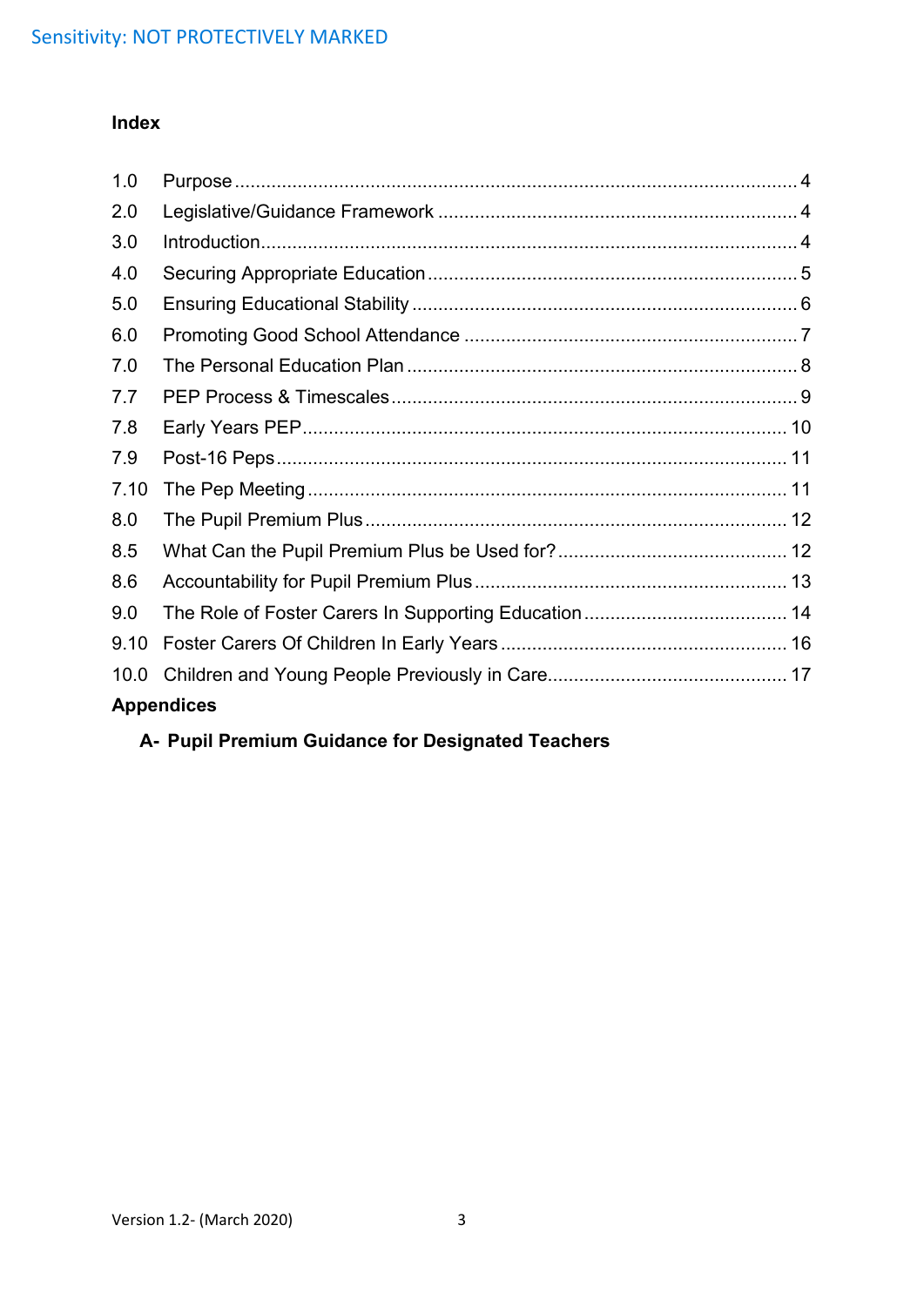**Index**

| | | |
|---|---|---|
| 1.0 | Purpose | 4 |
| 2.0 | Legislative/Guidance Framework | 4 |
| 3.0 | Introduction | 4 |
| 4.0 | Securing Appropriate Education | 5 |
| 5.0 | Ensuring Educational Stability | 6 |
| 6.0 | Promoting Good School Attendance | 7 |
| 7.0 | The Personal Education Plan | 8 |
| 7.7 | PEP Process & Timescales | 9 |
| 7.8 | Early Years PEP | 10 |
| 7.9 | Post-16 Peps | 11 |
| 7.10 | The Pep Meeting | 11 |
| 8.0 | The Pupil Premium Plus | 12 |
| 8.5 | What Can the Pupil Premium Plus be Used for? | 12 |
| 8.6 | Accountability for Pupil Premium Plus | 13 |
| 9.0 | The Role of Foster Carers In Supporting Education | 14 |
| 9.10 | Foster Carers Of Children In Early Years | 16 |
| 10.0 | Children and Young People Previously in Care | 17 |

**Appendices**

**A- Pupil Premium Guidance for Designated Teachers**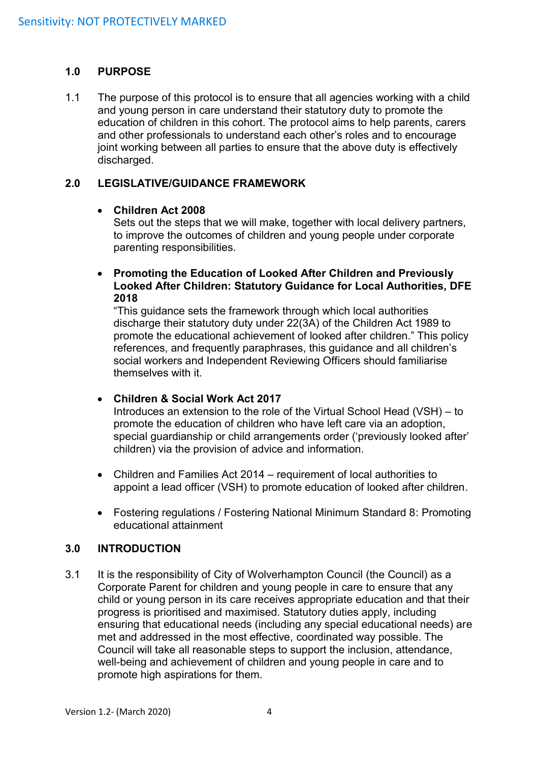## 1.0 PURPOSE

1.1 The purpose of this protocol is to ensure that all agencies working with a child and young person in care understand their statutory duty to promote the education of children in this cohort. The protocol aims to help parents, carers and other professionals to understand each other's roles and to encourage joint working between all parties to ensure that the above duty is effectively discharged.

## 2.0 LEGISLATIVE/GUIDANCE FRAMEWORK

- **Children Act 2008**
  Sets out the steps that we will make, together with local delivery partners, to improve the outcomes of children and young people under corporate parenting responsibilities.

- **Promoting the Education of Looked After Children and Previously Looked After Children: Statutory Guidance for Local Authorities, DFE 2018**
  "This guidance sets the framework through which local authorities discharge their statutory duty under 22(3A) of the Children Act 1989 to promote the educational achievement of looked after children." This policy references, and frequently paraphrases, this guidance and all children's social workers and Independent Reviewing Officers should familiarise themselves with it.

- **Children & Social Work Act 2017**
  Introduces an extension to the role of the Virtual School Head (VSH) – to promote the education of children who have left care via an adoption, special guardianship or child arrangements order ('previously looked after' children) via the provision of advice and information.

- Children and Families Act 2014 – requirement of local authorities to appoint a lead officer (VSH) to promote education of looked after children.

- Fostering regulations / Fostering National Minimum Standard 8: Promoting educational attainment

## 3.0 INTRODUCTION

3.1 It is the responsibility of City of Wolverhampton Council (the Council) as a Corporate Parent for children and young people in care to ensure that any child or young person in its care receives appropriate education and that their progress is prioritised and maximised. Statutory duties apply, including ensuring that educational needs (including any special educational needs) are met and addressed in the most effective, coordinated way possible. The Council will take all reasonable steps to support the inclusion, attendance, well-being and achievement of children and young people in care and to promote high aspirations for them.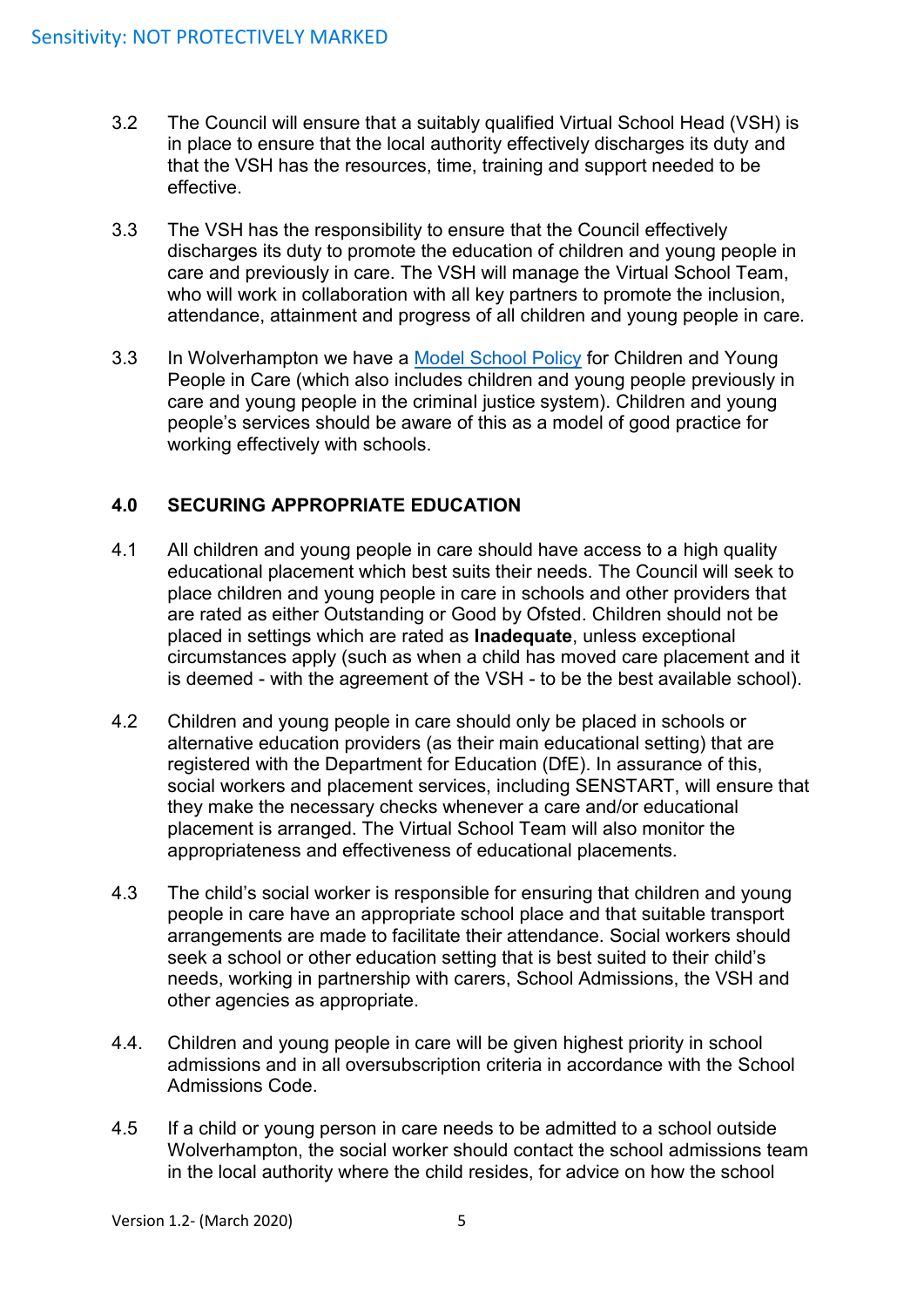3.2 The Council will ensure that a suitably qualified Virtual School Head (VSH) is in place to ensure that the local authority effectively discharges its duty and that the VSH has the resources, time, training and support needed to be effective.

3.3 The VSH has the responsibility to ensure that the Council effectively discharges its duty to promote the education of children and young people in care and previously in care. The VSH will manage the Virtual School Team, who will work in collaboration with all key partners to promote the inclusion, attendance, attainment and progress of all children and young people in care.

3.3 In Wolverhampton we have a Model School Policy for Children and Young People in Care (which also includes children and young people previously in care and young people in the criminal justice system). Children and young people's services should be aware of this as a model of good practice for working effectively with schools.

## 4.0 SECURING APPROPRIATE EDUCATION

4.1 All children and young people in care should have access to a high quality educational placement which best suits their needs. The Council will seek to place children and young people in care in schools and other providers that are rated as either Outstanding or Good by Ofsted. Children should not be placed in settings which are rated as **Inadequate**, unless exceptional circumstances apply (such as when a child has moved care placement and it is deemed - with the agreement of the VSH - to be the best available school).

4.2 Children and young people in care should only be placed in schools or alternative education providers (as their main educational setting) that are registered with the Department for Education (DfE). In assurance of this, social workers and placement services, including SENSTART, will ensure that they make the necessary checks whenever a care and/or educational placement is arranged. The Virtual School Team will also monitor the appropriateness and effectiveness of educational placements.

4.3 The child's social worker is responsible for ensuring that children and young people in care have an appropriate school place and that suitable transport arrangements are made to facilitate their attendance. Social workers should seek a school or other education setting that is best suited to their child's needs, working in partnership with carers, School Admissions, the VSH and other agencies as appropriate.

4.4. Children and young people in care will be given highest priority in school admissions and in all oversubscription criteria in accordance with the School Admissions Code.

4.5 If a child or young person in care needs to be admitted to a school outside Wolverhampton, the social worker should contact the school admissions team in the local authority where the child resides, for advice on how the school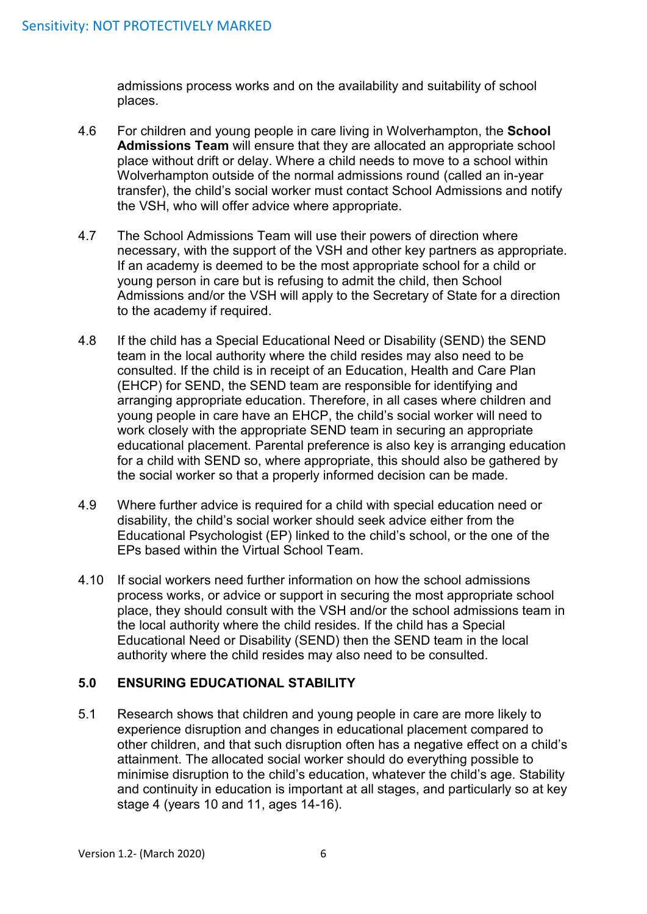admissions process works and on the availability and suitability of school places.

4.6 For children and young people in care living in Wolverhampton, the **School Admissions Team** will ensure that they are allocated an appropriate school place without drift or delay. Where a child needs to move to a school within Wolverhampton outside of the normal admissions round (called an in-year transfer), the child's social worker must contact School Admissions and notify the VSH, who will offer advice where appropriate.

4.7 The School Admissions Team will use their powers of direction where necessary, with the support of the VSH and other key partners as appropriate. If an academy is deemed to be the most appropriate school for a child or young person in care but is refusing to admit the child, then School Admissions and/or the VSH will apply to the Secretary of State for a direction to the academy if required.

4.8 If the child has a Special Educational Need or Disability (SEND) the SEND team in the local authority where the child resides may also need to be consulted. If the child is in receipt of an Education, Health and Care Plan (EHCP) for SEND, the SEND team are responsible for identifying and arranging appropriate education. Therefore, in all cases where children and young people in care have an EHCP, the child's social worker will need to work closely with the appropriate SEND team in securing an appropriate educational placement. Parental preference is also key is arranging education for a child with SEND so, where appropriate, this should also be gathered by the social worker so that a properly informed decision can be made.

4.9 Where further advice is required for a child with special education need or disability, the child's social worker should seek advice either from the Educational Psychologist (EP) linked to the child's school, or the one of the EPs based within the Virtual School Team.

4.10 If social workers need further information on how the school admissions process works, or advice or support in securing the most appropriate school place, they should consult with the VSH and/or the school admissions team in the local authority where the child resides. If the child has a Special Educational Need or Disability (SEND) then the SEND team in the local authority where the child resides may also need to be consulted.

## 5.0 ENSURING EDUCATIONAL STABILITY

5.1 Research shows that children and young people in care are more likely to experience disruption and changes in educational placement compared to other children, and that such disruption often has a negative effect on a child's attainment. The allocated social worker should do everything possible to minimise disruption to the child's education, whatever the child's age. Stability and continuity in education is important at all stages, and particularly so at key stage 4 (years 10 and 11, ages 14-16).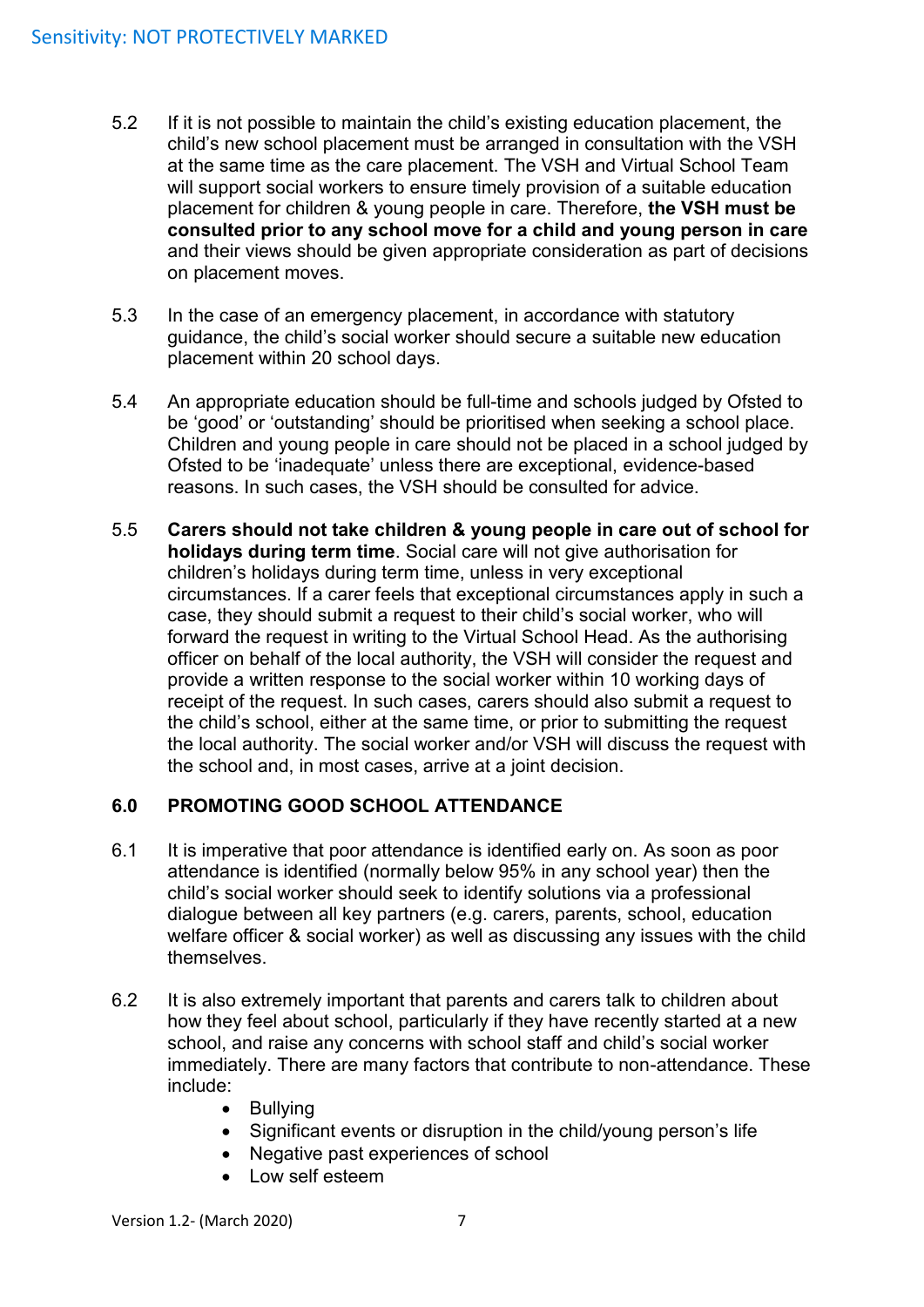5.2 If it is not possible to maintain the child's existing education placement, the child's new school placement must be arranged in consultation with the VSH at the same time as the care placement. The VSH and Virtual School Team will support social workers to ensure timely provision of a suitable education placement for children & young people in care. Therefore, **the VSH must be consulted prior to any school move for a child and young person in care** and their views should be given appropriate consideration as part of decisions on placement moves.

5.3 In the case of an emergency placement, in accordance with statutory guidance, the child's social worker should secure a suitable new education placement within 20 school days.

5.4 An appropriate education should be full-time and schools judged by Ofsted to be 'good' or 'outstanding' should be prioritised when seeking a school place. Children and young people in care should not be placed in a school judged by Ofsted to be 'inadequate' unless there are exceptional, evidence-based reasons. In such cases, the VSH should be consulted for advice.

5.5 **Carers should not take children & young people in care out of school for holidays during term time**. Social care will not give authorisation for children's holidays during term time, unless in very exceptional circumstances. If a carer feels that exceptional circumstances apply in such a case, they should submit a request to their child's social worker, who will forward the request in writing to the Virtual School Head. As the authorising officer on behalf of the local authority, the VSH will consider the request and provide a written response to the social worker within 10 working days of receipt of the request. In such cases, carers should also submit a request to the child's school, either at the same time, or prior to submitting the request the local authority. The social worker and/or VSH will discuss the request with the school and, in most cases, arrive at a joint decision.

## 6.0 PROMOTING GOOD SCHOOL ATTENDANCE

6.1 It is imperative that poor attendance is identified early on. As soon as poor attendance is identified (normally below 95% in any school year) then the child's social worker should seek to identify solutions via a professional dialogue between all key partners (e.g. carers, parents, school, education welfare officer & social worker) as well as discussing any issues with the child themselves.

6.2 It is also extremely important that parents and carers talk to children about how they feel about school, particularly if they have recently started at a new school, and raise any concerns with school staff and child's social worker immediately. There are many factors that contribute to non-attendance. These include:

- Bullying
- Significant events or disruption in the child/young person's life
- Negative past experiences of school
- Low self esteem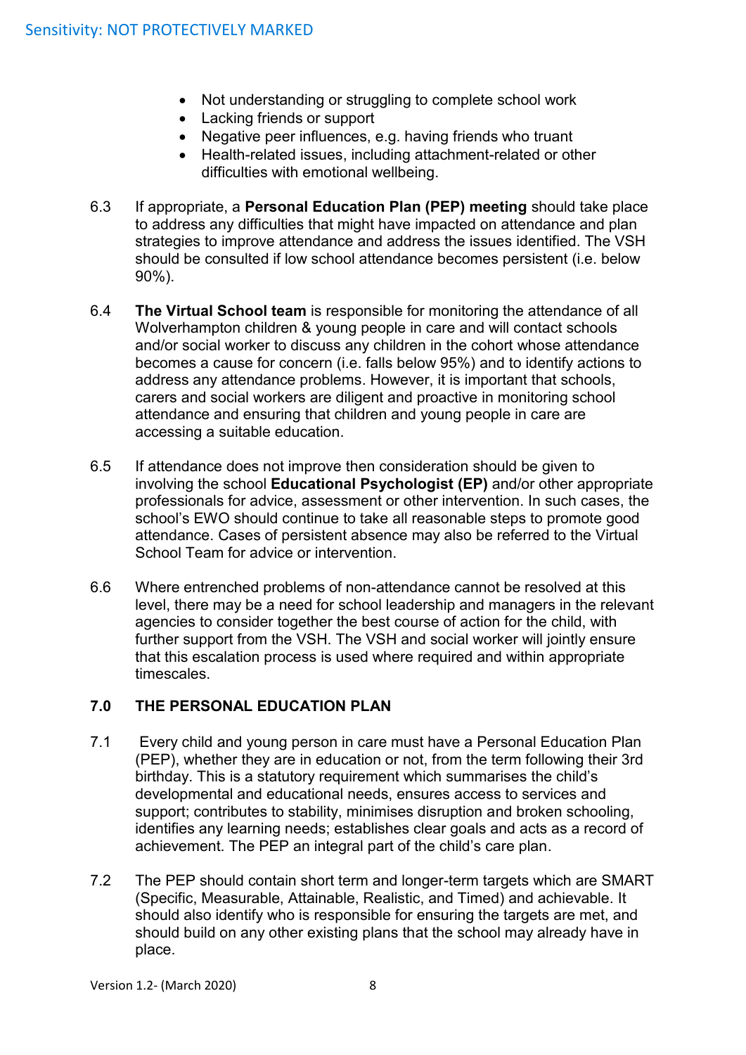- Not understanding or struggling to complete school work
- Lacking friends or support
- Negative peer influences, e.g. having friends who truant
- Health-related issues, including attachment-related or other difficulties with emotional wellbeing.

6.3 If appropriate, a **Personal Education Plan (PEP) meeting** should take place to address any difficulties that might have impacted on attendance and plan strategies to improve attendance and address the issues identified. The VSH should be consulted if low school attendance becomes persistent (i.e. below 90%).

6.4 **The Virtual School team** is responsible for monitoring the attendance of all Wolverhampton children & young people in care and will contact schools and/or social worker to discuss any children in the cohort whose attendance becomes a cause for concern (i.e. falls below 95%) and to identify actions to address any attendance problems. However, it is important that schools, carers and social workers are diligent and proactive in monitoring school attendance and ensuring that children and young people in care are accessing a suitable education.

6.5 If attendance does not improve then consideration should be given to involving the school **Educational Psychologist (EP)** and/or other appropriate professionals for advice, assessment or other intervention. In such cases, the school's EWO should continue to take all reasonable steps to promote good attendance. Cases of persistent absence may also be referred to the Virtual School Team for advice or intervention.

6.6 Where entrenched problems of non-attendance cannot be resolved at this level, there may be a need for school leadership and managers in the relevant agencies to consider together the best course of action for the child, with further support from the VSH. The VSH and social worker will jointly ensure that this escalation process is used where required and within appropriate timescales.

## 7.0 THE PERSONAL EDUCATION PLAN

7.1 Every child and young person in care must have a Personal Education Plan (PEP), whether they are in education or not, from the term following their 3rd birthday. This is a statutory requirement which summarises the child's developmental and educational needs, ensures access to services and support; contributes to stability, minimises disruption and broken schooling, identifies any learning needs; establishes clear goals and acts as a record of achievement. The PEP an integral part of the child's care plan.

7.2 The PEP should contain short term and longer-term targets which are SMART (Specific, Measurable, Attainable, Realistic, and Timed) and achievable. It should also identify who is responsible for ensuring the targets are met, and should build on any other existing plans that the school may already have in place.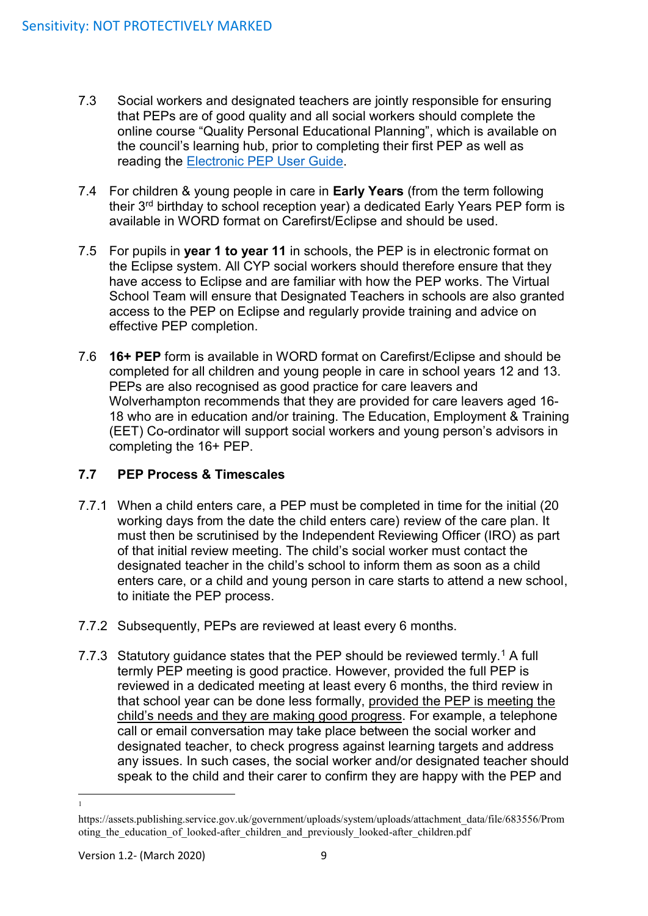7.3 Social workers and designated teachers are jointly responsible for ensuring that PEPs are of good quality and all social workers should complete the online course "Quality Personal Educational Planning", which is available on the council's learning hub, prior to completing their first PEP as well as reading the Electronic PEP User Guide.

7.4 For children & young people in care in **Early Years** (from the term following their 3rd birthday to school reception year) a dedicated Early Years PEP form is available in WORD format on Carefirst/Eclipse and should be used.

7.5 For pupils in **year 1 to year 11** in schools, the PEP is in electronic format on the Eclipse system. All CYP social workers should therefore ensure that they have access to Eclipse and are familiar with how the PEP works. The Virtual School Team will ensure that Designated Teachers in schools are also granted access to the PEP on Eclipse and regularly provide training and advice on effective PEP completion.

7.6 **16+ PEP** form is available in WORD format on Carefirst/Eclipse and should be completed for all children and young people in care in school years 12 and 13. PEPs are also recognised as good practice for care leavers and Wolverhampton recommends that they are provided for care leavers aged 16-18 who are in education and/or training. The Education, Employment & Training (EET) Co-ordinator will support social workers and young person's advisors in completing the 16+ PEP.

### 7.7 PEP Process & Timescales

7.7.1 When a child enters care, a PEP must be completed in time for the initial (20 working days from the date the child enters care) review of the care plan. It must then be scrutinised by the Independent Reviewing Officer (IRO) as part of that initial review meeting. The child's social worker must contact the designated teacher in the child's school to inform them as soon as a child enters care, or a child and young person in care starts to attend a new school, to initiate the PEP process.

7.7.2 Subsequently, PEPs are reviewed at least every 6 months.

7.7.3 Statutory guidance states that the PEP should be reviewed termly.[1] A full termly PEP meeting is good practice. However, provided the full PEP is reviewed in a dedicated meeting at least every 6 months, the third review in that school year can be done less formally, provided the PEP is meeting the child's needs and they are making good progress. For example, a telephone call or email conversation may take place between the social worker and designated teacher, to check progress against learning targets and address any issues. In such cases, the social worker and/or designated teacher should speak to the child and their carer to confirm they are happy with the PEP and

[1] https://assets.publishing.service.gov.uk/government/uploads/system/uploads/attachment_data/file/683556/Promoting_the_education_of_looked-after_children_and_previously_looked-after_children.pdf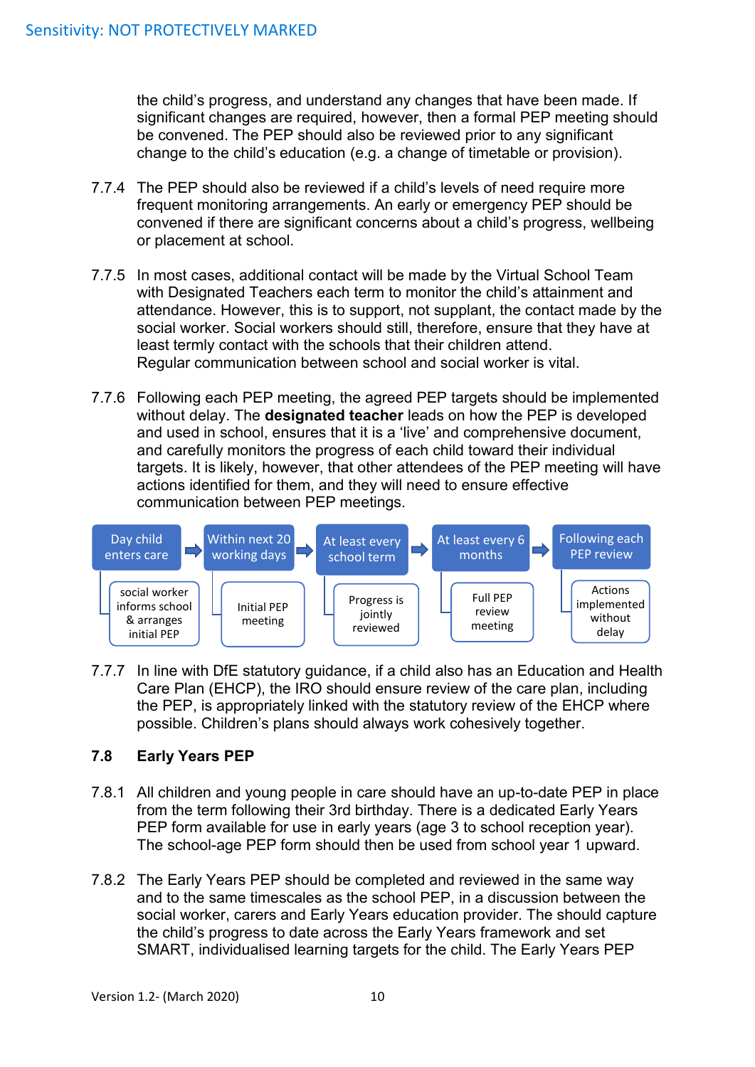the child's progress, and understand any changes that have been made. If significant changes are required, however, then a formal PEP meeting should be convened. The PEP should also be reviewed prior to any significant change to the child's education (e.g. a change of timetable or provision).

7.7.4 The PEP should also be reviewed if a child's levels of need require more frequent monitoring arrangements. An early or emergency PEP should be convened if there are significant concerns about a child's progress, wellbeing or placement at school.

7.7.5 In most cases, additional contact will be made by the Virtual School Team with Designated Teachers each term to monitor the child's attainment and attendance. However, this is to support, not supplant, the contact made by the social worker. Social workers should still, therefore, ensure that they have at least termly contact with the schools that their children attend. Regular communication between school and social worker is vital.

7.7.6 Following each PEP meeting, the agreed PEP targets should be implemented without delay. The **designated teacher** leads on how the PEP is developed and used in school, ensures that it is a 'live' and comprehensive document, and carefully monitors the progress of each child toward their individual targets. It is likely, however, that other attendees of the PEP meeting will have actions identified for them, and they will need to ensure effective communication between PEP meetings.

| Day child enters care | Within next 20 working days | At least every school term | At least every 6 months | Following each PEP review |
|---|---|---|---|---|
| social worker informs school & arranges initial PEP | Initial PEP meeting | Progress is jointly reviewed | Full PEP review meeting | Actions implemented without delay |

7.7.7 In line with DfE statutory guidance, if a child also has an Education and Health Care Plan (EHCP), the IRO should ensure review of the care plan, including the PEP, is appropriately linked with the statutory review of the EHCP where possible. Children's plans should always work cohesively together.

## 7.8 Early Years PEP

7.8.1 All children and young people in care should have an up-to-date PEP in place from the term following their 3rd birthday. There is a dedicated Early Years PEP form available for use in early years (age 3 to school reception year). The school-age PEP form should then be used from school year 1 upward.

7.8.2 The Early Years PEP should be completed and reviewed in the same way and to the same timescales as the school PEP, in a discussion between the social worker, carers and Early Years education provider. The should capture the child's progress to date across the Early Years framework and set SMART, individualised learning targets for the child. The Early Years PEP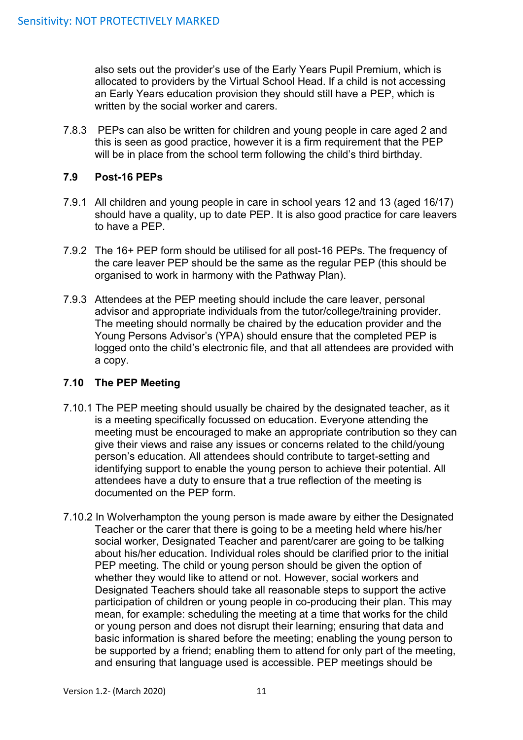also sets out the provider's use of the Early Years Pupil Premium, which is allocated to providers by the Virtual School Head. If a child is not accessing an Early Years education provision they should still have a PEP, which is written by the social worker and carers.

7.8.3 PEPs can also be written for children and young people in care aged 2 and this is seen as good practice, however it is a firm requirement that the PEP will be in place from the school term following the child's third birthday.

### 7.9 Post-16 PEPs

7.9.1 All children and young people in care in school years 12 and 13 (aged 16/17) should have a quality, up to date PEP. It is also good practice for care leavers to have a PEP.

7.9.2 The 16+ PEP form should be utilised for all post-16 PEPs. The frequency of the care leaver PEP should be the same as the regular PEP (this should be organised to work in harmony with the Pathway Plan).

7.9.3 Attendees at the PEP meeting should include the care leaver, personal advisor and appropriate individuals from the tutor/college/training provider. The meeting should normally be chaired by the education provider and the Young Persons Advisor's (YPA) should ensure that the completed PEP is logged onto the child's electronic file, and that all attendees are provided with a copy.

### 7.10 The PEP Meeting

7.10.1 The PEP meeting should usually be chaired by the designated teacher, as it is a meeting specifically focussed on education. Everyone attending the meeting must be encouraged to make an appropriate contribution so they can give their views and raise any issues or concerns related to the child/young person's education. All attendees should contribute to target-setting and identifying support to enable the young person to achieve their potential. All attendees have a duty to ensure that a true reflection of the meeting is documented on the PEP form.

7.10.2 In Wolverhampton the young person is made aware by either the Designated Teacher or the carer that there is going to be a meeting held where his/her social worker, Designated Teacher and parent/carer are going to be talking about his/her education. Individual roles should be clarified prior to the initial PEP meeting. The child or young person should be given the option of whether they would like to attend or not. However, social workers and Designated Teachers should take all reasonable steps to support the active participation of children or young people in co-producing their plan. This may mean, for example: scheduling the meeting at a time that works for the child or young person and does not disrupt their learning; ensuring that data and basic information is shared before the meeting; enabling the young person to be supported by a friend; enabling them to attend for only part of the meeting, and ensuring that language used is accessible. PEP meetings should be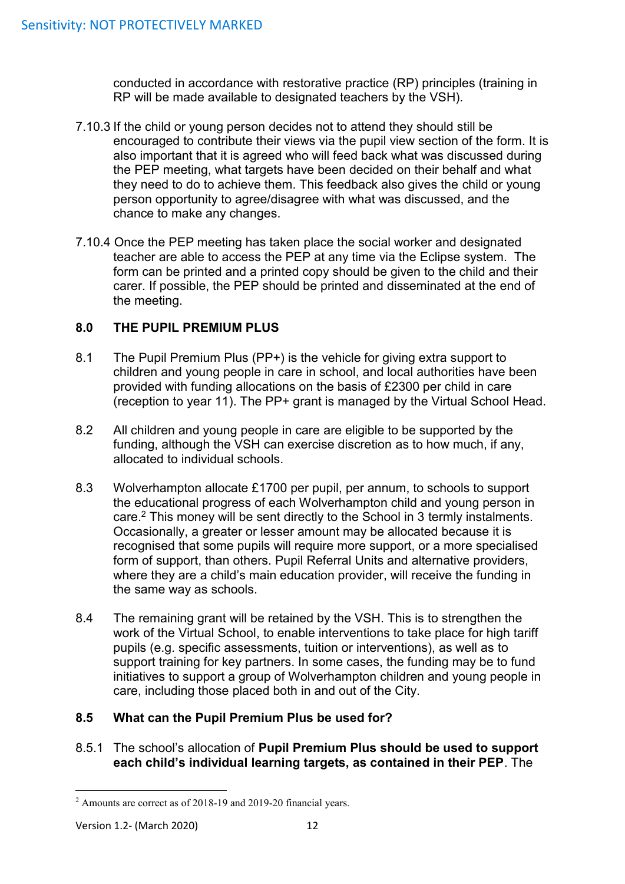conducted in accordance with restorative practice (RP) principles (training in RP will be made available to designated teachers by the VSH).

7.10.3 If the child or young person decides not to attend they should still be encouraged to contribute their views via the pupil view section of the form. It is also important that it is agreed who will feed back what was discussed during the PEP meeting, what targets have been decided on their behalf and what they need to do to achieve them. This feedback also gives the child or young person opportunity to agree/disagree with what was discussed, and the chance to make any changes.

7.10.4 Once the PEP meeting has taken place the social worker and designated teacher are able to access the PEP at any time via the Eclipse system. The form can be printed and a printed copy should be given to the child and their carer. If possible, the PEP should be printed and disseminated at the end of the meeting.

## 8.0 THE PUPIL PREMIUM PLUS

8.1 The Pupil Premium Plus (PP+) is the vehicle for giving extra support to children and young people in care in school, and local authorities have been provided with funding allocations on the basis of £2300 per child in care (reception to year 11). The PP+ grant is managed by the Virtual School Head.

8.2 All children and young people in care are eligible to be supported by the funding, although the VSH can exercise discretion as to how much, if any, allocated to individual schools.

8.3 Wolverhampton allocate £1700 per pupil, per annum, to schools to support the educational progress of each Wolverhampton child and young person in care.[2] This money will be sent directly to the School in 3 termly instalments. Occasionally, a greater or lesser amount may be allocated because it is recognised that some pupils will require more support, or a more specialised form of support, than others. Pupil Referral Units and alternative providers, where they are a child's main education provider, will receive the funding in the same way as schools.

8.4 The remaining grant will be retained by the VSH. This is to strengthen the work of the Virtual School, to enable interventions to take place for high tariff pupils (e.g. specific assessments, tuition or interventions), as well as to support training for key partners. In some cases, the funding may be to fund initiatives to support a group of Wolverhampton children and young people in care, including those placed both in and out of the City.

### 8.5 What can the Pupil Premium Plus be used for?

8.5.1 The school's allocation of **Pupil Premium Plus should be used to support each child's individual learning targets, as contained in their PEP**. The

[2] Amounts are correct as of 2018-19 and 2019-20 financial years.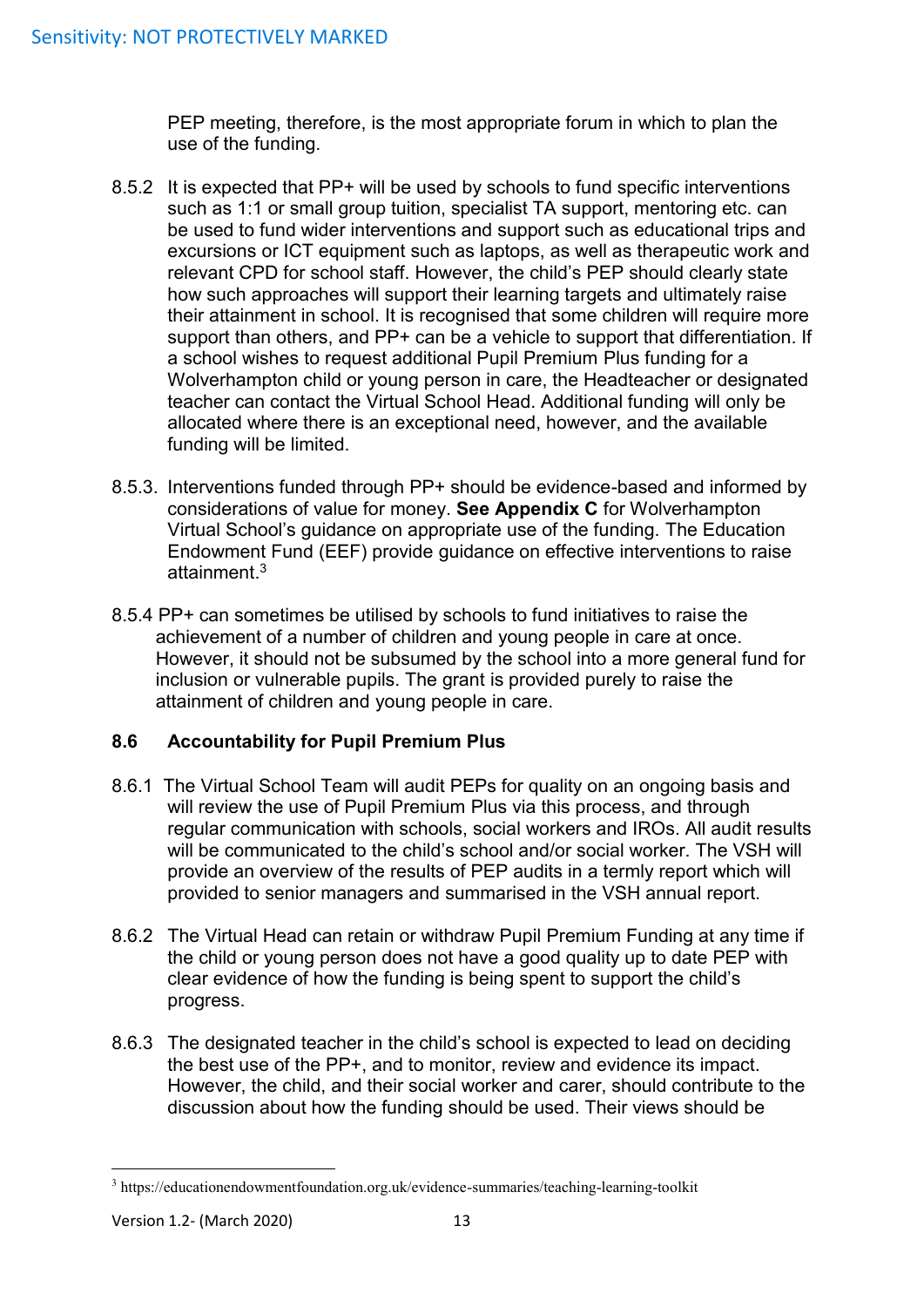PEP meeting, therefore, is the most appropriate forum in which to plan the use of the funding.

8.5.2 It is expected that PP+ will be used by schools to fund specific interventions such as 1:1 or small group tuition, specialist TA support, mentoring etc. can be used to fund wider interventions and support such as educational trips and excursions or ICT equipment such as laptops, as well as therapeutic work and relevant CPD for school staff. However, the child's PEP should clearly state how such approaches will support their learning targets and ultimately raise their attainment in school. It is recognised that some children will require more support than others, and PP+ can be a vehicle to support that differentiation. If a school wishes to request additional Pupil Premium Plus funding for a Wolverhampton child or young person in care, the Headteacher or designated teacher can contact the Virtual School Head. Additional funding will only be allocated where there is an exceptional need, however, and the available funding will be limited.

8.5.3. Interventions funded through PP+ should be evidence-based and informed by considerations of value for money. **See Appendix C** for Wolverhampton Virtual School's guidance on appropriate use of the funding. The Education Endowment Fund (EEF) provide guidance on effective interventions to raise attainment.[3]

8.5.4 PP+ can sometimes be utilised by schools to fund initiatives to raise the achievement of a number of children and young people in care at once. However, it should not be subsumed by the school into a more general fund for inclusion or vulnerable pupils. The grant is provided purely to raise the attainment of children and young people in care.

### 8.6 Accountability for Pupil Premium Plus

8.6.1 The Virtual School Team will audit PEPs for quality on an ongoing basis and will review the use of Pupil Premium Plus via this process, and through regular communication with schools, social workers and IROs. All audit results will be communicated to the child's school and/or social worker. The VSH will provide an overview of the results of PEP audits in a termly report which will provided to senior managers and summarised in the VSH annual report.

8.6.2 The Virtual Head can retain or withdraw Pupil Premium Funding at any time if the child or young person does not have a good quality up to date PEP with clear evidence of how the funding is being spent to support the child's progress.

8.6.3 The designated teacher in the child's school is expected to lead on deciding the best use of the PP+, and to monitor, review and evidence its impact. However, the child, and their social worker and carer, should contribute to the discussion about how the funding should be used. Their views should be

---

[3] https://educationendowmentfoundation.org.uk/evidence-summaries/teaching-learning-toolkit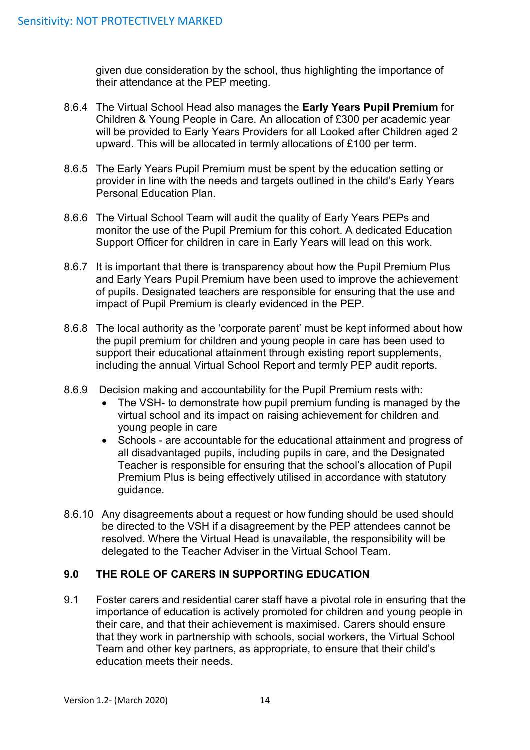given due consideration by the school, thus highlighting the importance of their attendance at the PEP meeting.

8.6.4 The Virtual School Head also manages the **Early Years Pupil Premium** for Children & Young People in Care. An allocation of £300 per academic year will be provided to Early Years Providers for all Looked after Children aged 2 upward. This will be allocated in termly allocations of £100 per term.

8.6.5 The Early Years Pupil Premium must be spent by the education setting or provider in line with the needs and targets outlined in the child's Early Years Personal Education Plan.

8.6.6 The Virtual School Team will audit the quality of Early Years PEPs and monitor the use of the Pupil Premium for this cohort. A dedicated Education Support Officer for children in care in Early Years will lead on this work.

8.6.7 It is important that there is transparency about how the Pupil Premium Plus and Early Years Pupil Premium have been used to improve the achievement of pupils. Designated teachers are responsible for ensuring that the use and impact of Pupil Premium is clearly evidenced in the PEP.

8.6.8 The local authority as the 'corporate parent' must be kept informed about how the pupil premium for children and young people in care has been used to support their educational attainment through existing report supplements, including the annual Virtual School Report and termly PEP audit reports.

8.6.9 Decision making and accountability for the Pupil Premium rests with:

- The VSH- to demonstrate how pupil premium funding is managed by the virtual school and its impact on raising achievement for children and young people in care
- Schools - are accountable for the educational attainment and progress of all disadvantaged pupils, including pupils in care, and the Designated Teacher is responsible for ensuring that the school's allocation of Pupil Premium Plus is being effectively utilised in accordance with statutory guidance.

8.6.10 Any disagreements about a request or how funding should be used should be directed to the VSH if a disagreement by the PEP attendees cannot be resolved. Where the Virtual Head is unavailable, the responsibility will be delegated to the Teacher Adviser in the Virtual School Team.

## 9.0 THE ROLE OF CARERS IN SUPPORTING EDUCATION

9.1 Foster carers and residential carer staff have a pivotal role in ensuring that the importance of education is actively promoted for children and young people in their care, and that their achievement is maximised. Carers should ensure that they work in partnership with schools, social workers, the Virtual School Team and other key partners, as appropriate, to ensure that their child's education meets their needs.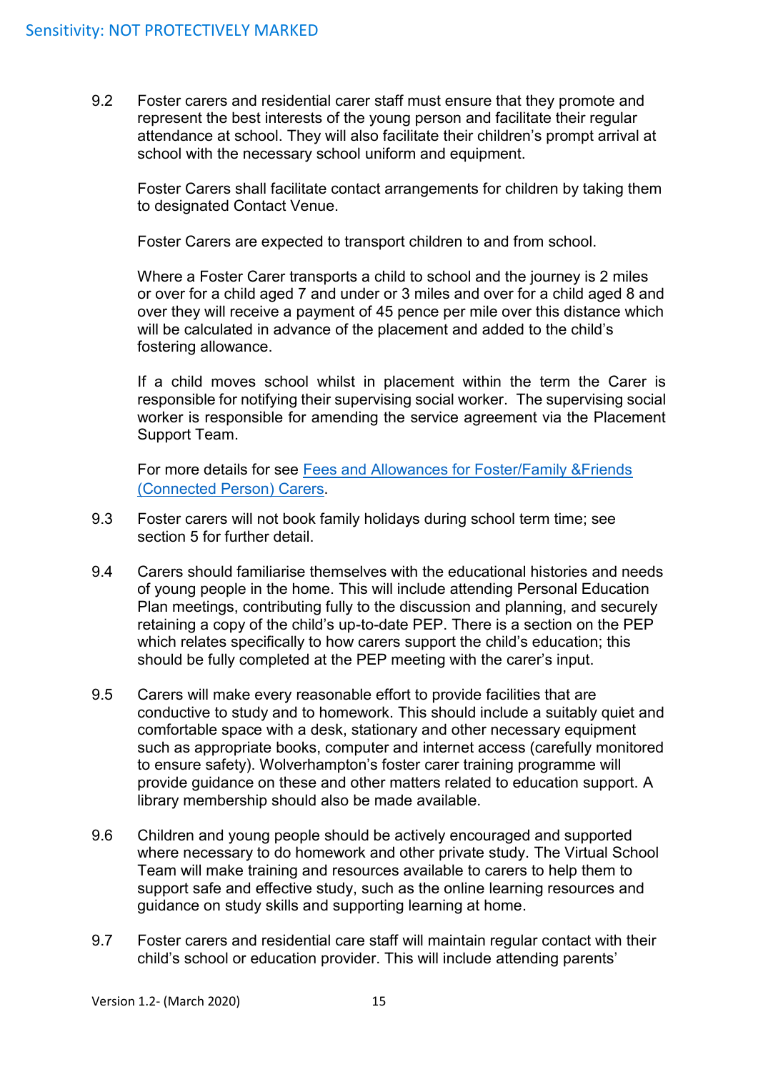9.2 Foster carers and residential carer staff must ensure that they promote and represent the best interests of the young person and facilitate their regular attendance at school. They will also facilitate their children's prompt arrival at school with the necessary school uniform and equipment.

Foster Carers shall facilitate contact arrangements for children by taking them to designated Contact Venue.

Foster Carers are expected to transport children to and from school.

Where a Foster Carer transports a child to school and the journey is 2 miles or over for a child aged 7 and under or 3 miles and over for a child aged 8 and over they will receive a payment of 45 pence per mile over this distance which will be calculated in advance of the placement and added to the child's fostering allowance.

If a child moves school whilst in placement within the term the Carer is responsible for notifying their supervising social worker. The supervising social worker is responsible for amending the service agreement via the Placement Support Team.

For more details for see [Fees and Allowances for Foster/Family &Friends (Connected Person) Carers].

9.3 Foster carers will not book family holidays during school term time; see section 5 for further detail.

9.4 Carers should familiarise themselves with the educational histories and needs of young people in the home. This will include attending Personal Education Plan meetings, contributing fully to the discussion and planning, and securely retaining a copy of the child's up-to-date PEP. There is a section on the PEP which relates specifically to how carers support the child's education; this should be fully completed at the PEP meeting with the carer's input.

9.5 Carers will make every reasonable effort to provide facilities that are conductive to study and to homework. This should include a suitably quiet and comfortable space with a desk, stationary and other necessary equipment such as appropriate books, computer and internet access (carefully monitored to ensure safety). Wolverhampton's foster carer training programme will provide guidance on these and other matters related to education support. A library membership should also be made available.

9.6 Children and young people should be actively encouraged and supported where necessary to do homework and other private study. The Virtual School Team will make training and resources available to carers to help them to support safe and effective study, such as the online learning resources and guidance on study skills and supporting learning at home.

9.7 Foster carers and residential care staff will maintain regular contact with their child's school or education provider. This will include attending parents'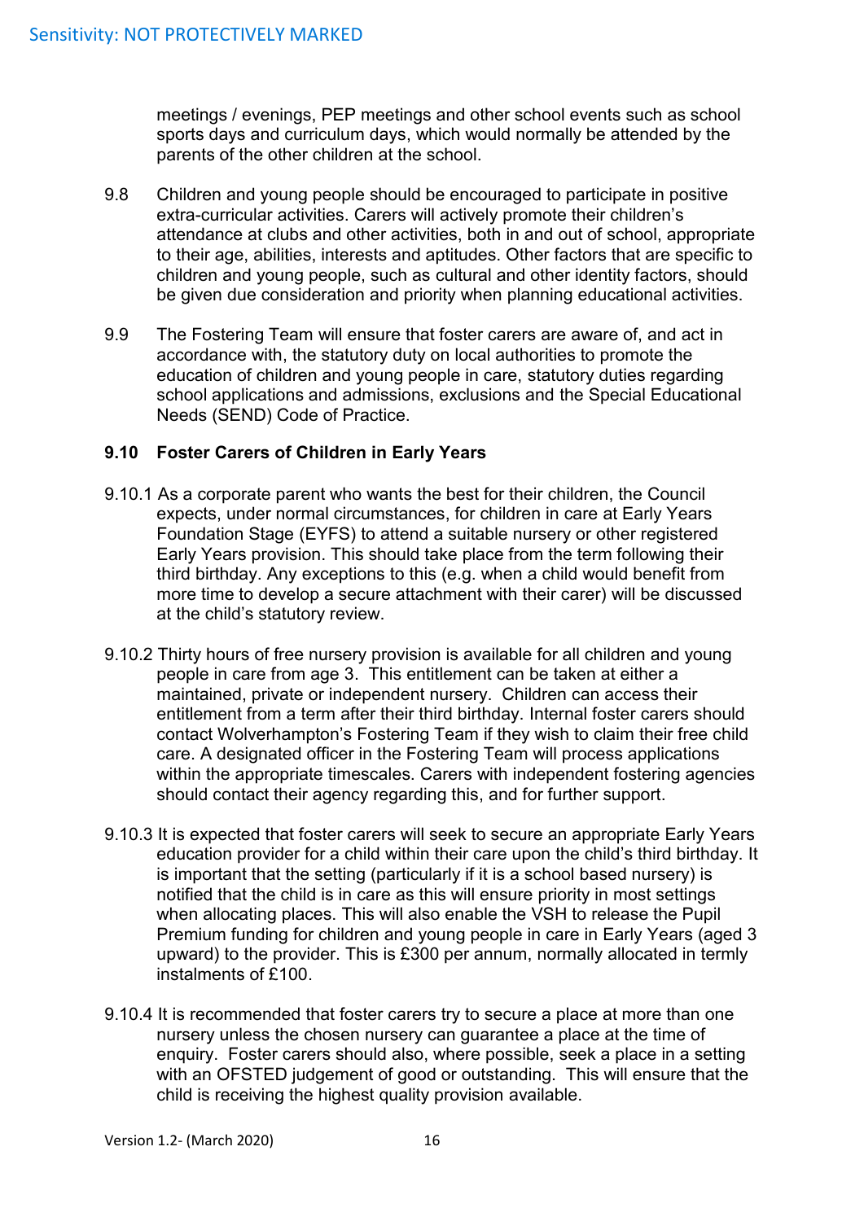meetings / evenings, PEP meetings and other school events such as school sports days and curriculum days, which would normally be attended by the parents of the other children at the school.

9.8 Children and young people should be encouraged to participate in positive extra-curricular activities. Carers will actively promote their children's attendance at clubs and other activities, both in and out of school, appropriate to their age, abilities, interests and aptitudes. Other factors that are specific to children and young people, such as cultural and other identity factors, should be given due consideration and priority when planning educational activities.

9.9 The Fostering Team will ensure that foster carers are aware of, and act in accordance with, the statutory duty on local authorities to promote the education of children and young people in care, statutory duties regarding school applications and admissions, exclusions and the Special Educational Needs (SEND) Code of Practice.

**9.10 Foster Carers of Children in Early Years**

9.10.1 As a corporate parent who wants the best for their children, the Council expects, under normal circumstances, for children in care at Early Years Foundation Stage (EYFS) to attend a suitable nursery or other registered Early Years provision. This should take place from the term following their third birthday. Any exceptions to this (e.g. when a child would benefit from more time to develop a secure attachment with their carer) will be discussed at the child's statutory review.

9.10.2 Thirty hours of free nursery provision is available for all children and young people in care from age 3. This entitlement can be taken at either a maintained, private or independent nursery. Children can access their entitlement from a term after their third birthday. Internal foster carers should contact Wolverhampton's Fostering Team if they wish to claim their free child care. A designated officer in the Fostering Team will process applications within the appropriate timescales. Carers with independent fostering agencies should contact their agency regarding this, and for further support.

9.10.3 It is expected that foster carers will seek to secure an appropriate Early Years education provider for a child within their care upon the child's third birthday. It is important that the setting (particularly if it is a school based nursery) is notified that the child is in care as this will ensure priority in most settings when allocating places. This will also enable the VSH to release the Pupil Premium funding for children and young people in care in Early Years (aged 3 upward) to the provider. This is £300 per annum, normally allocated in termly instalments of £100.

9.10.4 It is recommended that foster carers try to secure a place at more than one nursery unless the chosen nursery can guarantee a place at the time of enquiry. Foster carers should also, where possible, seek a place in a setting with an OFSTED judgement of good or outstanding. This will ensure that the child is receiving the highest quality provision available.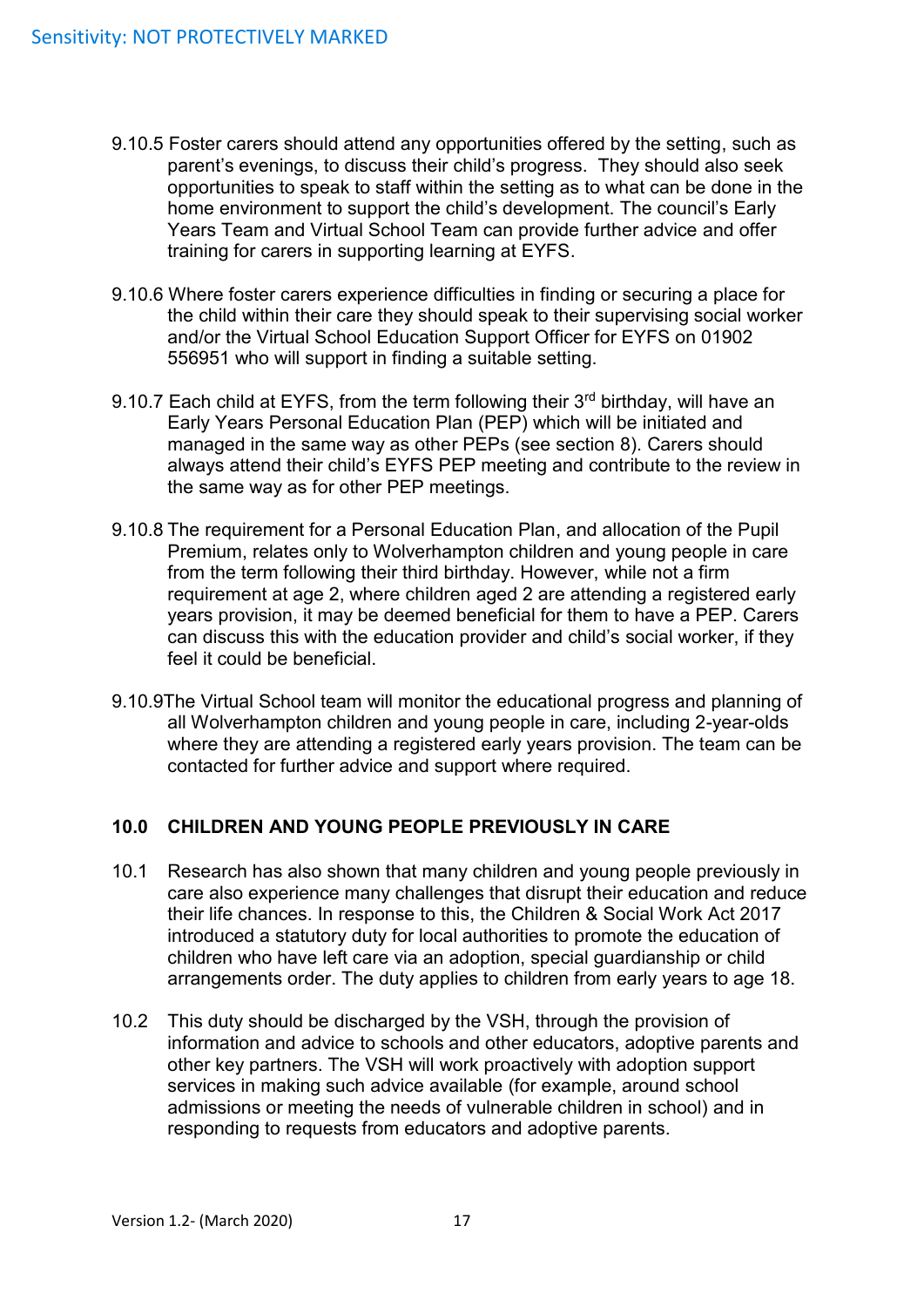9.10.5 Foster carers should attend any opportunities offered by the setting, such as parent's evenings, to discuss their child's progress. They should also seek opportunities to speak to staff within the setting as to what can be done in the home environment to support the child's development. The council's Early Years Team and Virtual School Team can provide further advice and offer training for carers in supporting learning at EYFS.

9.10.6 Where foster carers experience difficulties in finding or securing a place for the child within their care they should speak to their supervising social worker and/or the Virtual School Education Support Officer for EYFS on 01902 556951 who will support in finding a suitable setting.

9.10.7 Each child at EYFS, from the term following their 3rd birthday, will have an Early Years Personal Education Plan (PEP) which will be initiated and managed in the same way as other PEPs (see section 8). Carers should always attend their child's EYFS PEP meeting and contribute to the review in the same way as for other PEP meetings.

9.10.8 The requirement for a Personal Education Plan, and allocation of the Pupil Premium, relates only to Wolverhampton children and young people in care from the term following their third birthday. However, while not a firm requirement at age 2, where children aged 2 are attending a registered early years provision, it may be deemed beneficial for them to have a PEP. Carers can discuss this with the education provider and child's social worker, if they feel it could be beneficial.

9.10.9 The Virtual School team will monitor the educational progress and planning of all Wolverhampton children and young people in care, including 2-year-olds where they are attending a registered early years provision. The team can be contacted for further advice and support where required.

## 10.0 CHILDREN AND YOUNG PEOPLE PREVIOUSLY IN CARE

10.1 Research has also shown that many children and young people previously in care also experience many challenges that disrupt their education and reduce their life chances. In response to this, the Children & Social Work Act 2017 introduced a statutory duty for local authorities to promote the education of children who have left care via an adoption, special guardianship or child arrangements order. The duty applies to children from early years to age 18.

10.2 This duty should be discharged by the VSH, through the provision of information and advice to schools and other educators, adoptive parents and other key partners. The VSH will work proactively with adoption support services in making such advice available (for example, around school admissions or meeting the needs of vulnerable children in school) and in responding to requests from educators and adoptive parents.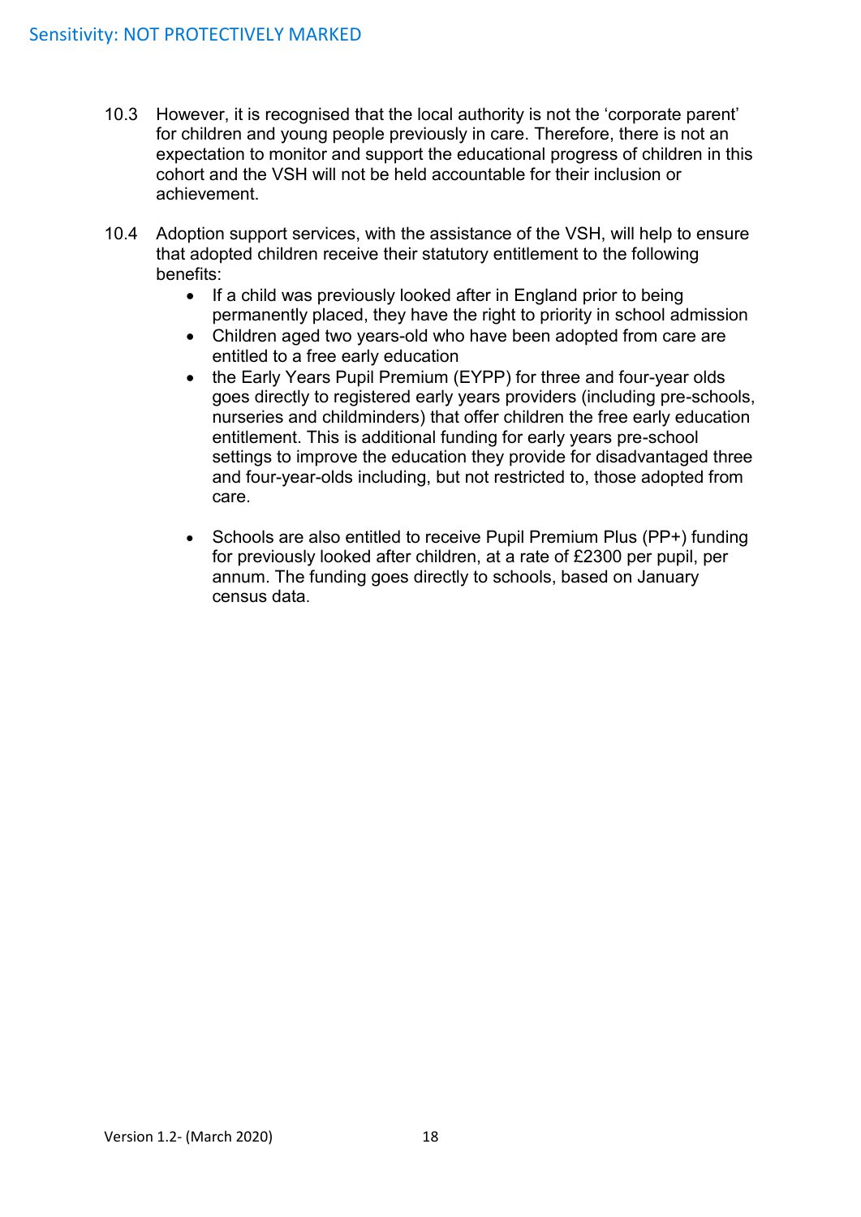10.3 However, it is recognised that the local authority is not the 'corporate parent' for children and young people previously in care. Therefore, there is not an expectation to monitor and support the educational progress of children in this cohort and the VSH will not be held accountable for their inclusion or achievement.

10.4 Adoption support services, with the assistance of the VSH, will help to ensure that adopted children receive their statutory entitlement to the following benefits:

- If a child was previously looked after in England prior to being permanently placed, they have the right to priority in school admission
- Children aged two years-old who have been adopted from care are entitled to a free early education
- the Early Years Pupil Premium (EYPP) for three and four-year olds goes directly to registered early years providers (including pre-schools, nurseries and childminders) that offer children the free early education entitlement. This is additional funding for early years pre-school settings to improve the education they provide for disadvantaged three and four-year-olds including, but not restricted to, those adopted from care.

- Schools are also entitled to receive Pupil Premium Plus (PP+) funding for previously looked after children, at a rate of £2300 per pupil, per annum. The funding goes directly to schools, based on January census data.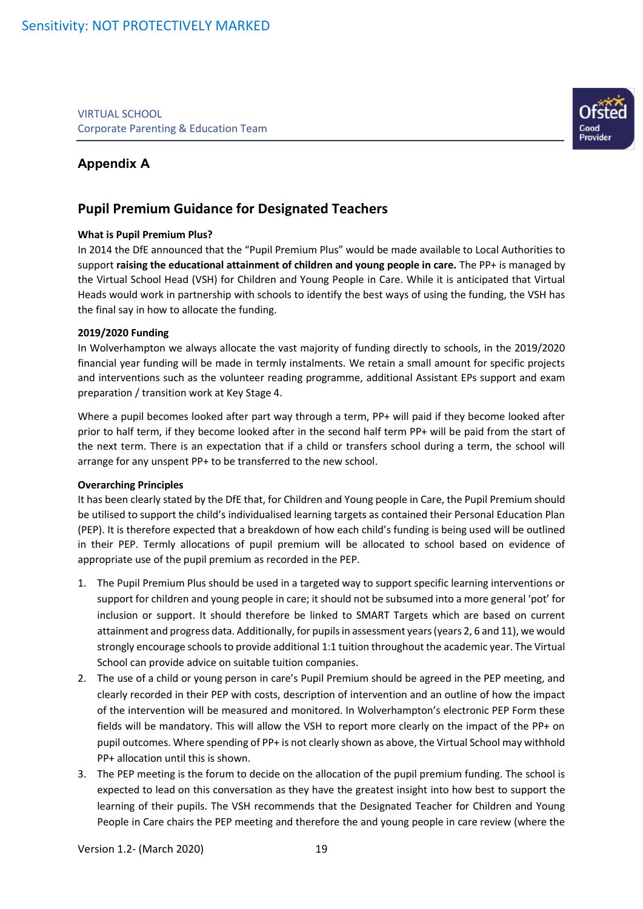VIRTUAL SCHOOL
Corporate Parenting & Education Team

## Appendix A

## Pupil Premium Guidance for Designated Teachers

**What is Pupil Premium Plus?**

In 2014 the DfE announced that the "Pupil Premium Plus" would be made available to Local Authorities to support **raising the educational attainment of children and young people in care.** The PP+ is managed by the Virtual School Head (VSH) for Children and Young People in Care. While it is anticipated that Virtual Heads would work in partnership with schools to identify the best ways of using the funding, the VSH has the final say in how to allocate the funding.

**2019/2020 Funding**

In Wolverhampton we always allocate the vast majority of funding directly to schools, in the 2019/2020 financial year funding will be made in termly instalments. We retain a small amount for specific projects and interventions such as the volunteer reading programme, additional Assistant EPs support and exam preparation / transition work at Key Stage 4.

Where a pupil becomes looked after part way through a term, PP+ will paid if they become looked after prior to half term, if they become looked after in the second half term PP+ will be paid from the start of the next term. There is an expectation that if a child or transfers school during a term, the school will arrange for any unspent PP+ to be transferred to the new school.

**Overarching Principles**

It has been clearly stated by the DfE that, for Children and Young people in Care, the Pupil Premium should be utilised to support the child's individualised learning targets as contained their Personal Education Plan (PEP). It is therefore expected that a breakdown of how each child's funding is being used will be outlined in their PEP. Termly allocations of pupil premium will be allocated to school based on evidence of appropriate use of the pupil premium as recorded in the PEP.

1. The Pupil Premium Plus should be used in a targeted way to support specific learning interventions or support for children and young people in care; it should not be subsumed into a more general 'pot' for inclusion or support. It should therefore be linked to SMART Targets which are based on current attainment and progress data. Additionally, for pupils in assessment years (years 2, 6 and 11), we would strongly encourage schools to provide additional 1:1 tuition throughout the academic year. The Virtual School can provide advice on suitable tuition companies.
2. The use of a child or young person in care's Pupil Premium should be agreed in the PEP meeting, and clearly recorded in their PEP with costs, description of intervention and an outline of how the impact of the intervention will be measured and monitored. In Wolverhampton's electronic PEP Form these fields will be mandatory. This will allow the VSH to report more clearly on the impact of the PP+ on pupil outcomes. Where spending of PP+ is not clearly shown as above, the Virtual School may withhold PP+ allocation until this is shown.
3. The PEP meeting is the forum to decide on the allocation of the pupil premium funding. The school is expected to lead on this conversation as they have the greatest insight into how best to support the learning of their pupils. The VSH recommends that the Designated Teacher for Children and Young People in Care chairs the PEP meeting and therefore the and young people in care review (where the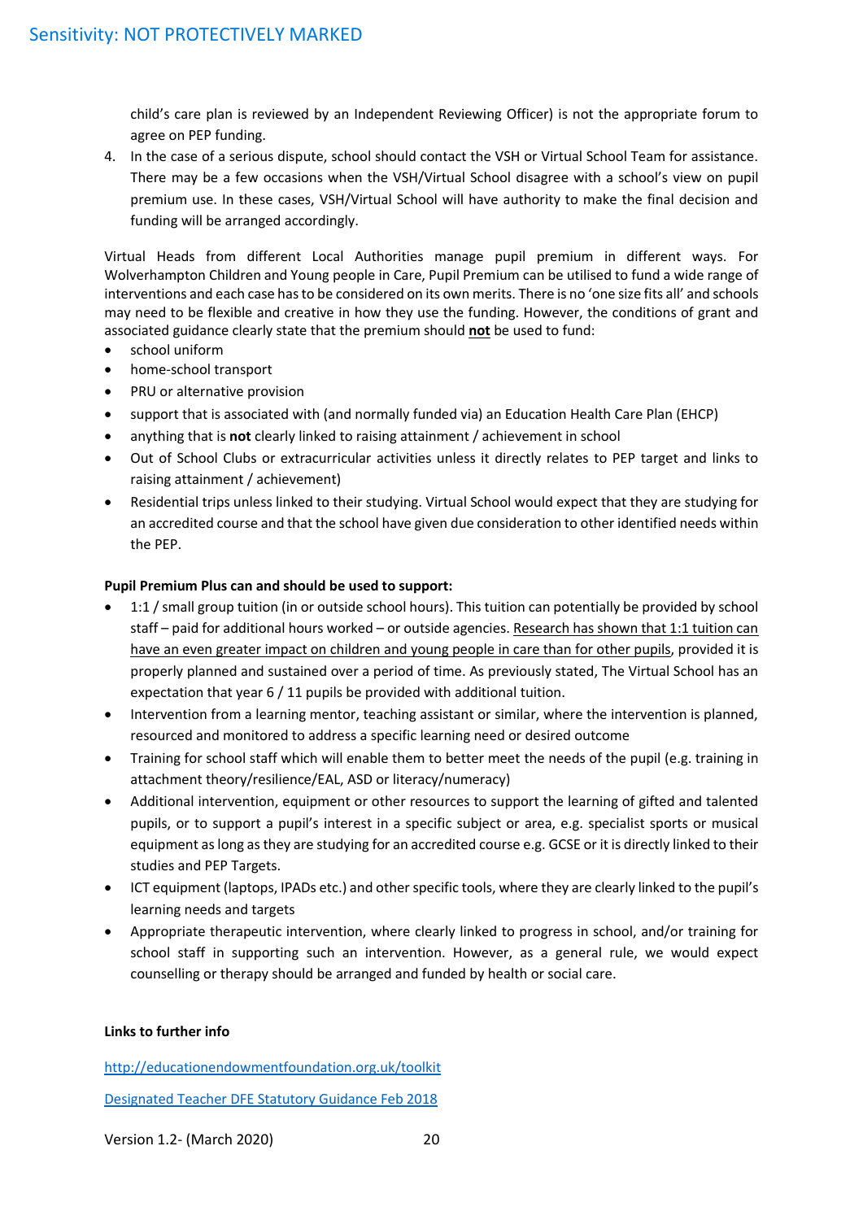child's care plan is reviewed by an Independent Reviewing Officer) is not the appropriate forum to agree on PEP funding.

4. In the case of a serious dispute, school should contact the VSH or Virtual School Team for assistance. There may be a few occasions when the VSH/Virtual School disagree with a school's view on pupil premium use. In these cases, VSH/Virtual School will have authority to make the final decision and funding will be arranged accordingly.

Virtual Heads from different Local Authorities manage pupil premium in different ways. For Wolverhampton Children and Young people in Care, Pupil Premium can be utilised to fund a wide range of interventions and each case has to be considered on its own merits. There is no 'one size fits all' and schools may need to be flexible and creative in how they use the funding. However, the conditions of grant and associated guidance clearly state that the premium should **not** be used to fund:

- school uniform
- home-school transport
- PRU or alternative provision
- support that is associated with (and normally funded via) an Education Health Care Plan (EHCP)
- anything that is **not** clearly linked to raising attainment / achievement in school
- Out of School Clubs or extracurricular activities unless it directly relates to PEP target and links to raising attainment / achievement)
- Residential trips unless linked to their studying. Virtual School would expect that they are studying for an accredited course and that the school have given due consideration to other identified needs within the PEP.

**Pupil Premium Plus can and should be used to support:**

- 1:1 / small group tuition (in or outside school hours). This tuition can potentially be provided by school staff – paid for additional hours worked – or outside agencies. Research has shown that 1:1 tuition can have an even greater impact on children and young people in care than for other pupils, provided it is properly planned and sustained over a period of time. As previously stated, The Virtual School has an expectation that year 6 / 11 pupils be provided with additional tuition.
- Intervention from a learning mentor, teaching assistant or similar, where the intervention is planned, resourced and monitored to address a specific learning need or desired outcome
- Training for school staff which will enable them to better meet the needs of the pupil (e.g. training in attachment theory/resilience/EAL, ASD or literacy/numeracy)
- Additional intervention, equipment or other resources to support the learning of gifted and talented pupils, or to support a pupil's interest in a specific subject or area, e.g. specialist sports or musical equipment as long as they are studying for an accredited course e.g. GCSE or it is directly linked to their studies and PEP Targets.
- ICT equipment (laptops, IPADs etc.) and other specific tools, where they are clearly linked to the pupil's learning needs and targets
- Appropriate therapeutic intervention, where clearly linked to progress in school, and/or training for school staff in supporting such an intervention. However, as a general rule, we would expect counselling or therapy should be arranged and funded by health or social care.

**Links to further info**

http://educationendowmentfoundation.org.uk/toolkit

Designated Teacher DFE Statutory Guidance Feb 2018

Version 1.2- (March 2020)